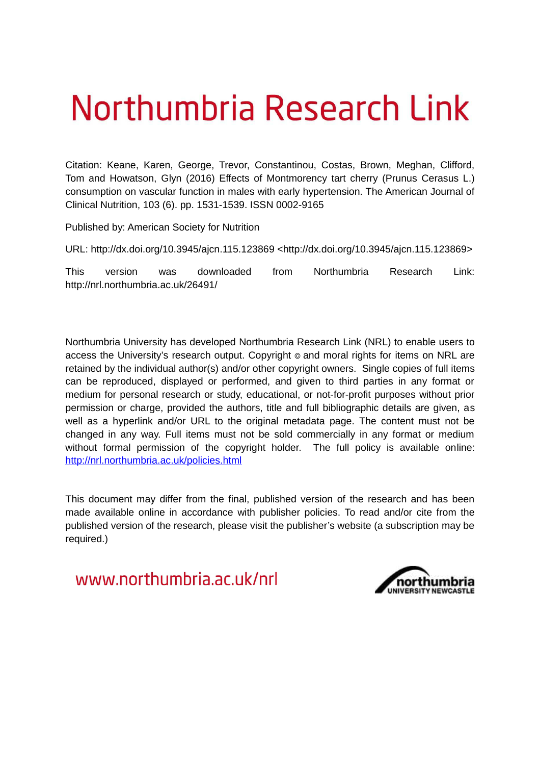# Northumbria Research Link

Citation: Keane, Karen, George, Trevor, Constantinou, Costas, Brown, Meghan, Clifford, Tom and Howatson, Glyn (2016) Effects of Montmorency tart cherry (Prunus Cerasus L.) consumption on vascular function in males with early hypertension. The American Journal of Clinical Nutrition, 103 (6). pp. 1531-1539. ISSN 0002-9165

Published by: American Society for Nutrition

URL: http://dx.doi.org/10.3945/ajcn.115.123869 <http://dx.doi.org/10.3945/ajcn.115.123869>

This version was downloaded from Northumbria Research Link: http://nrl.northumbria.ac.uk/26491/

Northumbria University has developed Northumbria Research Link (NRL) to enable users to access the University's research output. Copyright © and moral rights for items on NRL are retained by the individual author(s) and/or other copyright owners. Single copies of full items can be reproduced, displayed or performed, and given to third parties in any format or medium for personal research or study, educational, or not-for-profit purposes without prior permission or charge, provided the authors, title and full bibliographic details are given, as well as a hyperlink and/or URL to the original metadata page. The content must not be changed in any way. Full items must not be sold commercially in any format or medium without formal permission of the copyright holder. The full policy is available online: http://nrl.northumbria.ac.uk/policies.html

This document may differ from the final, published version of the research and has been made available online in accordance with publisher policies. To read and/or cite from the published version of the research, please visit the publisher's website (a subscription may be required.)

www.northumbria.ac.uk/nrl

northumbria UNIVERSITY NEWCASTLE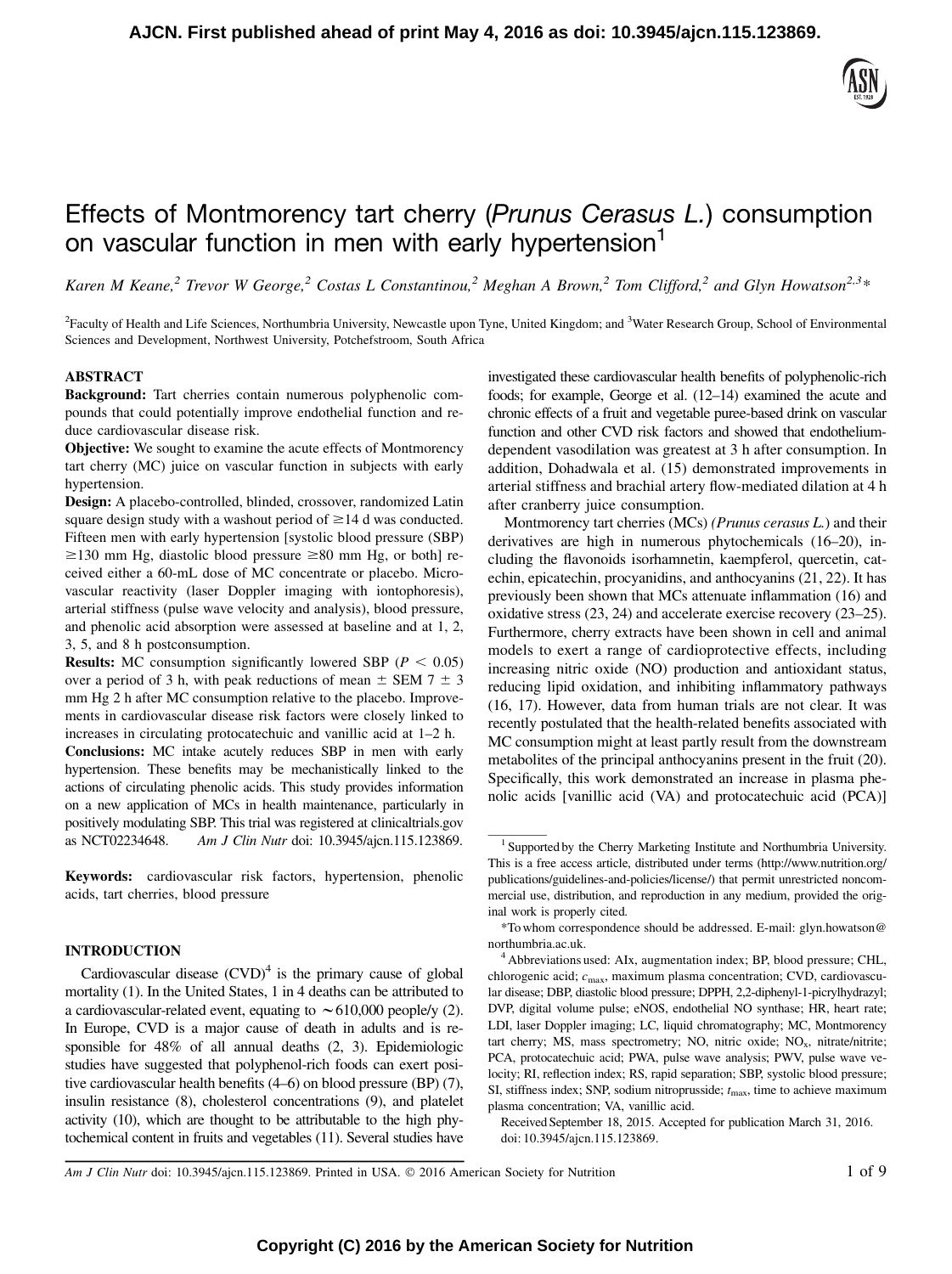Effects of Montmorency tart cherry (*Prunus Cerasus L.*) consumption on vascular function in men with early hypertension[1]

*Karen M Keane,[2] Trevor W George,[2] Costas L Constantinou,[2] Meghan A Brown,[2] Tom Clifford,[2] and Glyn Howatson[2,3]**

[2]Faculty of Health and Life Sciences, Northumbria University, Newcastle upon Tyne, United Kingdom; and [3]Water Research Group, School of Environmental Sciences and Development, Northwest University, Potchefstroom, South Africa

## ABSTRACT

**Background:** Tart cherries contain numerous polyphenolic compounds that could potentially improve endothelial function and reduce cardiovascular disease risk.

**Objective:** We sought to examine the acute effects of Montmorency tart cherry (MC) juice on vascular function in subjects with early hypertension.

**Design:** A placebo-controlled, blinded, crossover, randomized Latin square design study with a washout period of ≥14 d was conducted. Fifteen men with early hypertension [systolic blood pressure (SBP) ≥130 mm Hg, diastolic blood pressure ≥80 mm Hg, or both] received either a 60-mL dose of MC concentrate or placebo. Microvascular reactivity (laser Doppler imaging with iontophoresis), arterial stiffness (pulse wave velocity and analysis), blood pressure, and phenolic acid absorption were assessed at baseline and at 1, 2, 3, 5, and 8 h postconsumption.

**Results:** MC consumption significantly lowered SBP ($P < 0.05$) over a period of 3 h, with peak reductions of mean ± SEM 7 ± 3 mm Hg 2 h after MC consumption relative to the placebo. Improvements in cardiovascular disease risk factors were closely linked to increases in circulating protocatechuic and vanillic acid at 1–2 h.

**Conclusions:** MC intake acutely reduces SBP in men with early hypertension. These benefits may be mechanistically linked to the actions of circulating phenolic acids. This study provides information on a new application of MCs in health maintenance, particularly in positively modulating SBP. This trial was registered at clinicaltrials.gov as NCT02234648. *Am J Clin Nutr* doi: 10.3945/ajcn.115.123869.

**Keywords:** cardiovascular risk factors, hypertension, phenolic acids, tart cherries, blood pressure

## INTRODUCTION

Cardiovascular disease (CVD)[4] is the primary cause of global mortality (1). In the United States, 1 in 4 deaths can be attributed to a cardiovascular-related event, equating to ∼610,000 people/y (2). In Europe, CVD is a major cause of death in adults and is responsible for 48% of all annual deaths (2, 3). Epidemiologic studies have suggested that polyphenol-rich foods can exert positive cardiovascular health benefits (4–6) on blood pressure (BP) (7), insulin resistance (8), cholesterol concentrations (9), and platelet activity (10), which are thought to be attributable to the high phytochemical content in fruits and vegetables (11). Several studies have investigated these cardiovascular health benefits of polyphenolic-rich foods; for example, George et al. (12–14) examined the acute and chronic effects of a fruit and vegetable puree-based drink on vascular function and other CVD risk factors and showed that endothelium-dependent vasodilation was greatest at 3 h after consumption. In addition, Dohadwala et al. (15) demonstrated improvements in arterial stiffness and brachial artery flow-mediated dilation at 4 h after cranberry juice consumption.

Montmorency tart cherries (MCs) *(Prunus cerasus L.)* and their derivatives are high in numerous phytochemicals (16–20), including the flavonoids isorhamnetin, kaempferol, quercetin, catechin, epicatechin, procyanidins, and anthocyanins (21, 22). It has previously been shown that MCs attenuate inflammation (16) and oxidative stress (23, 24) and accelerate exercise recovery (23–25). Furthermore, cherry extracts have been shown in cell and animal models to exert a range of cardioprotective effects, including increasing nitric oxide (NO) production and antioxidant status, reducing lipid oxidation, and inhibiting inflammatory pathways (16, 17). However, data from human trials are not clear. It was recently postulated that the health-related benefits associated with MC consumption might at least partly result from the downstream metabolites of the principal anthocyanins present in the fruit (20). Specifically, this work demonstrated an increase in plasma phenolic acids [vanillic acid (VA) and protocatechuic acid (PCA)]

---

[1] Supported by the Cherry Marketing Institute and Northumbria University. This is a free access article, distributed under terms (http://www.nutrition.org/publications/guidelines-and-policies/license/) that permit unrestricted noncommercial use, distribution, and reproduction in any medium, provided the original work is properly cited.

*To whom correspondence should be addressed. E-mail: glyn.howatson@northumbria.ac.uk.

[4] Abbreviations used: AIx, augmentation index; BP, blood pressure; CHL, chlorogenic acid; $c_{max}$, maximum plasma concentration; CVD, cardiovascular disease; DBP, diastolic blood pressure; DPPH, 2,2-diphenyl-1-picrylhydrazyl; DVP, digital volume pulse; eNOS, endothelial NO synthase; HR, heart rate; LDI, laser Doppler imaging; LC, liquid chromatography; MC, Montmorency tart cherry; MS, mass spectrometry; NO, nitric oxide; $NO_x$, nitrate/nitrite; PCA, protocatechuic acid; PWA, pulse wave analysis; PWV, pulse wave velocity; RI, reflection index; RS, rapid separation; SBP, systolic blood pressure; SI, stiffness index; SNP, sodium nitroprusside; $t_{max}$, time to achieve maximum plasma concentration; VA, vanillic acid.

Received September 18, 2015. Accepted for publication March 31, 2016.
doi: 10.3945/ajcn.115.123869.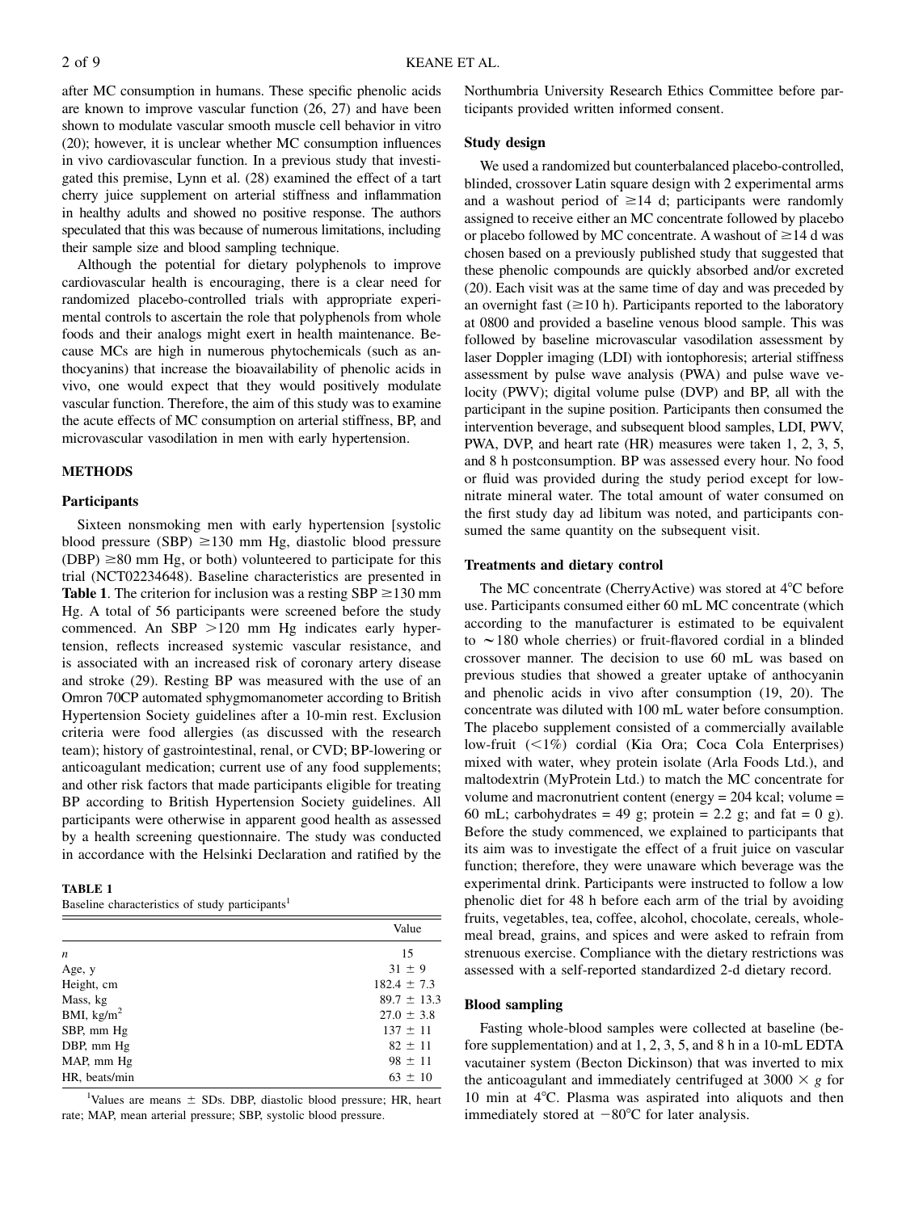after MC consumption in humans. These specific phenolic acids are known to improve vascular function (26, 27) and have been shown to modulate vascular smooth muscle cell behavior in vitro (20); however, it is unclear whether MC consumption influences in vivo cardiovascular function. In a previous study that investigated this premise, Lynn et al. (28) examined the effect of a tart cherry juice supplement on arterial stiffness and inflammation in healthy adults and showed no positive response. The authors speculated that this was because of numerous limitations, including their sample size and blood sampling technique.

Although the potential for dietary polyphenols to improve cardiovascular health is encouraging, there is a clear need for randomized placebo-controlled trials with appropriate experimental controls to ascertain the role that polyphenols from whole foods and their analogs might exert in health maintenance. Because MCs are high in numerous phytochemicals (such as anthocyanins) that increase the bioavailability of phenolic acids in vivo, one would expect that they would positively modulate vascular function. Therefore, the aim of this study was to examine the acute effects of MC consumption on arterial stiffness, BP, and microvascular vasodilation in men with early hypertension.

## METHODS

### Participants

Sixteen nonsmoking men with early hypertension [systolic blood pressure (SBP) ≥130 mm Hg, diastolic blood pressure (DBP) ≥80 mm Hg, or both) volunteered to participate for this trial (NCT02234648). Baseline characteristics are presented in **Table 1**. The criterion for inclusion was a resting SBP ≥130 mm Hg. A total of 56 participants were screened before the study commenced. An SBP >120 mm Hg indicates early hypertension, reflects increased systemic vascular resistance, and is associated with an increased risk of coronary artery disease and stroke (29). Resting BP was measured with the use of an Omron 70CP automated sphygmomanometer according to British Hypertension Society guidelines after a 10-min rest. Exclusion criteria were food allergies (as discussed with the research team); history of gastrointestinal, renal, or CVD; BP-lowering or anticoagulant medication; current use of any food supplements; and other risk factors that made participants eligible for treating BP according to British Hypertension Society guidelines. All participants were otherwise in apparent good health as assessed by a health screening questionnaire. The study was conducted in accordance with the Helsinki Declaration and ratified by the Northumbria University Research Ethics Committee before participants provided written informed consent.

**TABLE 1**
Baseline characteristics of study participants[1]

| | Value |
|---|---|
| $n$ | 15 |
| Age, y | 31 ± 9 |
| Height, cm | 182.4 ± 7.3 |
| Mass, kg | 89.7 ± 13.3 |
| BMI, kg/m$^2$ | 27.0 ± 3.8 |
| SBP, mm Hg | 137 ± 11 |
| DBP, mm Hg | 82 ± 11 |
| MAP, mm Hg | 98 ± 11 |
| HR, beats/min | 63 ± 10 |

[1]Values are means ± SDs. DBP, diastolic blood pressure; HR, heart rate; MAP, mean arterial pressure; SBP, systolic blood pressure.

### Study design

We used a randomized but counterbalanced placebo-controlled, blinded, crossover Latin square design with 2 experimental arms and a washout period of ≥14 d; participants were randomly assigned to receive either an MC concentrate followed by placebo or placebo followed by MC concentrate. A washout of ≥14 d was chosen based on a previously published study that suggested that these phenolic compounds are quickly absorbed and/or excreted (20). Each visit was at the same time of day and was preceded by an overnight fast (≥10 h). Participants reported to the laboratory at 0800 and provided a baseline venous blood sample. This was followed by baseline microvascular vasodilation assessment by laser Doppler imaging (LDI) with iontophoresis; arterial stiffness assessment by pulse wave analysis (PWA) and pulse wave velocity (PWV); digital volume pulse (DVP) and BP, all with the participant in the supine position. Participants then consumed the intervention beverage, and subsequent blood samples, LDI, PWV, PWA, DVP, and heart rate (HR) measures were taken 1, 2, 3, 5, and 8 h postconsumption. BP was assessed every hour. No food or fluid was provided during the study period except for low-nitrate mineral water. The total amount of water consumed on the first study day ad libitum was noted, and participants consumed the same quantity on the subsequent visit.

### Treatments and dietary control

The MC concentrate (CherryActive) was stored at 4°C before use. Participants consumed either 60 mL MC concentrate (which according to the manufacturer is estimated to be equivalent to ∼180 whole cherries) or fruit-flavored cordial in a blinded crossover manner. The decision to use 60 mL was based on previous studies that showed a greater uptake of anthocyanin and phenolic acids in vivo after consumption (19, 20). The concentrate was diluted with 100 mL water before consumption. The placebo supplement consisted of a commercially available low-fruit (<1%) cordial (Kia Ora; Coca Cola Enterprises) mixed with water, whey protein isolate (Arla Foods Ltd.), and maltodextrin (MyProtein Ltd.) to match the MC concentrate for volume and macronutrient content (energy = 204 kcal; volume = 60 mL; carbohydrates = 49 g; protein = 2.2 g; and fat = 0 g). Before the study commenced, we explained to participants that its aim was to investigate the effect of a fruit juice on vascular function; therefore, they were unaware which beverage was the experimental drink. Participants were instructed to follow a low phenolic diet for 48 h before each arm of the trial by avoiding fruits, vegetables, tea, coffee, alcohol, chocolate, cereals, wholemeal bread, grains, and spices and were asked to refrain from strenuous exercise. Compliance with the dietary restrictions was assessed with a self-reported standardized 2-d dietary record.

### Blood sampling

Fasting whole-blood samples were collected at baseline (before supplementation) and at 1, 2, 3, 5, and 8 h in a 10-mL EDTA vacutainer system (Becton Dickinson) that was inverted to mix the anticoagulant and immediately centrifuged at 3000 × $g$ for 10 min at 4°C. Plasma was aspirated into aliquots and then immediately stored at −80°C for later analysis.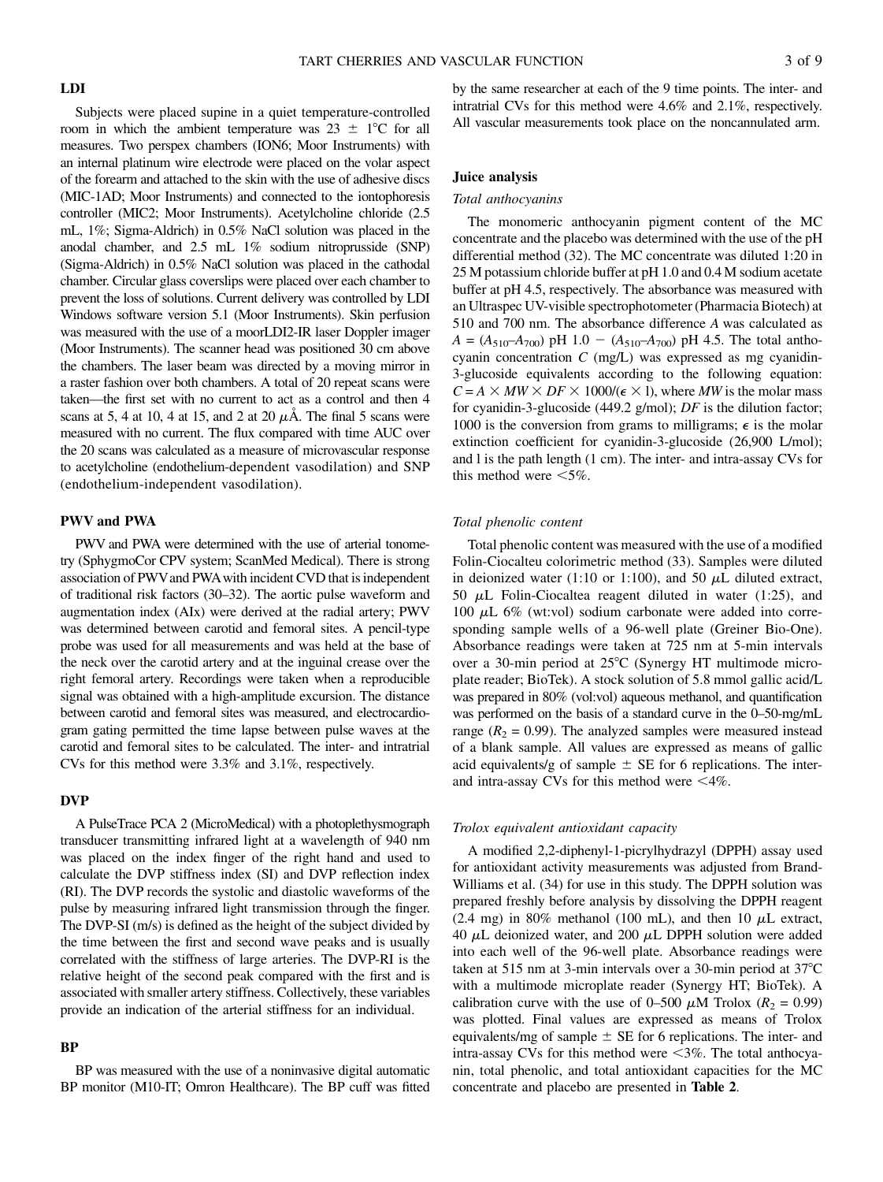## LDI

Subjects were placed supine in a quiet temperature-controlled room in which the ambient temperature was 23 ± 1°C for all measures. Two perspex chambers (ION6; Moor Instruments) with an internal platinum wire electrode were placed on the volar aspect of the forearm and attached to the skin with the use of adhesive discs (MIC-1AD; Moor Instruments) and connected to the iontophoresis controller (MIC2; Moor Instruments). Acetylcholine chloride (2.5 mL, 1%; Sigma-Aldrich) in 0.5% NaCl solution was placed in the anodal chamber, and 2.5 mL 1% sodium nitroprusside (SNP) (Sigma-Aldrich) in 0.5% NaCl solution was placed in the cathodal chamber. Circular glass coverslips were placed over each chamber to prevent the loss of solutions. Current delivery was controlled by LDI Windows software version 5.1 (Moor Instruments). Skin perfusion was measured with the use of a moorLDI2-IR laser Doppler imager (Moor Instruments). The scanner head was positioned 30 cm above the chambers. The laser beam was directed by a moving mirror in a raster fashion over both chambers. A total of 20 repeat scans were taken—the first set with no current to act as a control and then 4 scans at 5, 4 at 10, 4 at 15, and 2 at 20 μÅ. The final 5 scans were measured with no current. The flux compared with time AUC over the 20 scans was calculated as a measure of microvascular response to acetylcholine (endothelium-dependent vasodilation) and SNP (endothelium-independent vasodilation).

## PWV and PWA

PWV and PWA were determined with the use of arterial tonometry (SphygmoCor CPV system; ScanMed Medical). There is strong association of PWV and PWA with incident CVD that is independent of traditional risk factors (30–32). The aortic pulse waveform and augmentation index (AIx) were derived at the radial artery; PWV was determined between carotid and femoral sites. A pencil-type probe was used for all measurements and was held at the base of the neck over the carotid artery and at the inguinal crease over the right femoral artery. Recordings were taken when a reproducible signal was obtained with a high-amplitude excursion. The distance between carotid and femoral sites was measured, and electrocardiogram gating permitted the time lapse between pulse waves at the carotid and femoral sites to be calculated. The inter- and intratrial CVs for this method were 3.3% and 3.1%, respectively.

## DVP

A PulseTrace PCA 2 (MicroMedical) with a photoplethysmograph transducer transmitting infrared light at a wavelength of 940 nm was placed on the index finger of the right hand and used to calculate the DVP stiffness index (SI) and DVP reflection index (RI). The DVP records the systolic and diastolic waveforms of the pulse by measuring infrared light transmission through the finger. The DVP-SI (m/s) is defined as the height of the subject divided by the time between the first and second wave peaks and is usually correlated with the stiffness of large arteries. The DVP-RI is the relative height of the second peak compared with the first and is associated with smaller artery stiffness. Collectively, these variables provide an indication of the arterial stiffness for an individual.

## BP

BP was measured with the use of a noninvasive digital automatic BP monitor (M10-IT; Omron Healthcare). The BP cuff was fitted by the same researcher at each of the 9 time points. The inter- and intratrial CVs for this method were 4.6% and 2.1%, respectively. All vascular measurements took place on the noncannulated arm.

## Juice analysis

### *Total anthocyanins*

The monomeric anthocyanin pigment content of the MC concentrate and the placebo was determined with the use of the pH differential method (32). The MC concentrate was diluted 1:20 in 25 M potassium chloride buffer at pH 1.0 and 0.4 M sodium acetate buffer at pH 4.5, respectively. The absorbance was measured with an Ultraspec UV-visible spectrophotometer (Pharmacia Biotech) at 510 and 700 nm. The absorbance difference $A$ was calculated as $A = (A_{510}–A_{700})$ pH 1.0 − $(A_{510}–A_{700})$ pH 4.5. The total anthocyanin concentration $C$ (mg/L) was expressed as mg cyanidin-3-glucoside equivalents according to the following equation: $C = A \times MW \times DF \times 1000/(\epsilon \times l)$, where $MW$ is the molar mass for cyanidin-3-glucoside (449.2 g/mol); $DF$ is the dilution factor; 1000 is the conversion from grams to milligrams; $\epsilon$ is the molar extinction coefficient for cyanidin-3-glucoside (26,900 L/mol); and l is the path length (1 cm). The inter- and intra-assay CVs for this method were <5%.

### *Total phenolic content*

Total phenolic content was measured with the use of a modified Folin-Ciocalteu colorimetric method (33). Samples were diluted in deionized water (1:10 or 1:100), and 50 μL diluted extract, 50 μL Folin-Ciocaltea reagent diluted in water (1:25), and 100 μL 6% (wt:vol) sodium carbonate were added into corresponding sample wells of a 96-well plate (Greiner Bio-One). Absorbance readings were taken at 725 nm at 5-min intervals over a 30-min period at 25°C (Synergy HT multimode microplate reader; BioTek). A stock solution of 5.8 mmol gallic acid/L was prepared in 80% (vol:vol) aqueous methanol, and quantification was performed on the basis of a standard curve in the 0–50-mg/mL range ($R_2$ = 0.99). The analyzed samples were measured instead of a blank sample. All values are expressed as means of gallic acid equivalents/g of sample ± SE for 6 replications. The inter- and intra-assay CVs for this method were <4%.

### *Trolox equivalent antioxidant capacity*

A modified 2,2-diphenyl-1-picrylhydrazyl (DPPH) assay used for antioxidant activity measurements was adjusted from Brand-Williams et al. (34) for use in this study. The DPPH solution was prepared freshly before analysis by dissolving the DPPH reagent (2.4 mg) in 80% methanol (100 mL), and then 10 μL extract, 40 μL deionized water, and 200 μL DPPH solution were added into each well of the 96-well plate. Absorbance readings were taken at 515 nm at 3-min intervals over a 30-min period at 37°C with a multimode microplate reader (Synergy HT; BioTek). A calibration curve with the use of 0–500 μM Trolox ($R_2$ = 0.99) was plotted. Final values are expressed as means of Trolox equivalents/mg of sample ± SE for 6 replications. The inter- and intra-assay CVs for this method were <3%. The total anthocyanin, total phenolic, and total antioxidant capacities for the MC concentrate and placebo are presented in **Table 2**.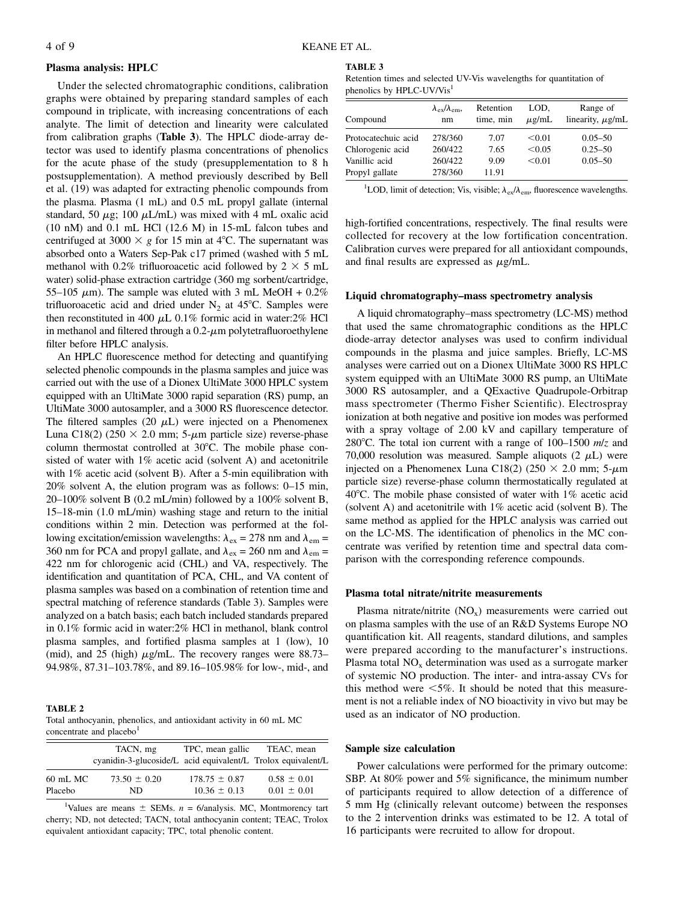### Plasma analysis: HPLC

Under the selected chromatographic conditions, calibration graphs were obtained by preparing standard samples of each compound in triplicate, with increasing concentrations of each analyte. The limit of detection and linearity were calculated from calibration graphs (**Table 3**). The HPLC diode-array detector was used to identify plasma concentrations of phenolics for the acute phase of the study (presupplementation to 8 h postsupplementation). A method previously described by Bell et al. (19) was adapted for extracting phenolic compounds from the plasma. Plasma (1 mL) and 0.5 mL propyl gallate (internal standard, 50 $\mu$g; 100 $\mu$L/mL) was mixed with 4 mL oxalic acid (10 nM) and 0.1 mL HCl (12.6 M) in 15-mL falcon tubes and centrifuged at 3000 × *g* for 15 min at 4°C. The supernatant was absorbed onto a Waters Sep-Pak c17 primed (washed with 5 mL methanol with 0.2% trifluoroacetic acid followed by 2 × 5 mL water) solid-phase extraction cartridge (360 mg sorbent/cartridge, 55–105 $\mu$m). The sample was eluted with 3 mL MeOH + 0.2% trifluoroacetic acid and dried under $N_2$ at 45°C. Samples were then reconstituted in 400 $\mu$L 0.1% formic acid in water:2% HCl in methanol and filtered through a 0.2-$\mu$m polytetrafluoroethylene filter before HPLC analysis.

An HPLC fluorescence method for detecting and quantifying selected phenolic compounds in the plasma samples and juice was carried out with the use of a Dionex UltiMate 3000 HPLC system equipped with an UltiMate 3000 rapid separation (RS) pump, an UltiMate 3000 autosampler, and a 3000 RS fluorescence detector. The filtered samples (20 $\mu$L) were injected on a Phenomenex Luna C18(2) (250 × 2.0 mm; 5-$\mu$m particle size) reverse-phase column thermostat controlled at 30°C. The mobile phase consisted of water with 1% acetic acid (solvent A) and acetonitrile with 1% acetic acid (solvent B). After a 5-min equilibration with 20% solvent A, the elution program was as follows: 0–15 min, 20–100% solvent B (0.2 mL/min) followed by a 100% solvent B, 15–18-min (1.0 mL/min) washing stage and return to the initial conditions within 2 min. Detection was performed at the following excitation/emission wavelengths: $\lambda_{ex}$ = 278 nm and $\lambda_{em}$ = 360 nm for PCA and propyl gallate, and $\lambda_{ex}$ = 260 nm and $\lambda_{em}$ = 422 nm for chlorogenic acid (CHL) and VA, respectively. The identification and quantitation of PCA, CHL, and VA content of plasma samples was based on a combination of retention time and spectral matching of reference standards (Table 3). Samples were analyzed on a batch basis; each batch included standards prepared in 0.1% formic acid in water:2% HCl in methanol, blank control plasma samples, and fortified plasma samples at 1 (low), 10 (mid), and 25 (high) $\mu$g/mL. The recovery ranges were 88.73–94.98%, 87.31–103.78%, and 89.16–105.98% for low-, mid-, and high-fortified concentrations, respectively. The final results were collected for recovery at the low fortification concentration. Calibration curves were prepared for all antioxidant compounds, and final results are expressed as $\mu$g/mL.

**TABLE 2**
Total anthocyanin, phenolics, and antioxidant activity in 60 mL MC concentrate and placebo[1]

| | TACN, mg cyanidin-3-glucoside/L | TPC, mean gallic acid equivalent/L | TEAC, mean Trolox equivalent/L |
|---|---|---|---|
| 60 mL MC | 73.50 ± 0.20 | 178.75 ± 0.87 | 0.58 ± 0.01 |
| Placebo | ND | 10.36 ± 0.13 | 0.01 ± 0.01 |

[1]Values are means ± SEMs. *n* = 6/analysis. MC, Montmorency tart cherry; ND, not detected; TACN, total anthocyanin content; TEAC, Trolox equivalent antioxidant capacity; TPC, total phenolic content.

**TABLE 3**
Retention times and selected UV-Vis wavelengths for quantitation of phenolics by HPLC-UV/Vis[1]

| Compound | $\lambda_{ex}/\lambda_{em}$, nm | Retention time, min | LOD, $\mu$g/mL | Range of linearity, $\mu$g/mL |
|---|---|---|---|---|
| Protocatechuic acid | 278/360 | 7.07 | <0.01 | 0.05–50 |
| Chlorogenic acid | 260/422 | 7.65 | <0.05 | 0.25–50 |
| Vanillic acid | 260/422 | 9.09 | <0.01 | 0.05–50 |
| Propyl gallate | 278/360 | 11.91 | | |

[1]LOD, limit of detection; Vis, visible; $\lambda_{ex}/\lambda_{em}$, fluorescence wavelengths.

### Liquid chromatography–mass spectrometry analysis

A liquid chromatography–mass spectrometry (LC-MS) method that used the same chromatographic conditions as the HPLC diode-array detector analyses was used to confirm individual compounds in the plasma and juice samples. Briefly, LC-MS analyses were carried out on a Dionex UltiMate 3000 RS HPLC system equipped with an UltiMate 3000 RS pump, an UltiMate 3000 RS autosampler, and a QExactive Quadrupole-Orbitrap mass spectrometer (Thermo Fisher Scientific). Electrospray ionization at both negative and positive ion modes was performed with a spray voltage of 2.00 kV and capillary temperature of 280°C. The total ion current with a range of 100–1500 *m/z* and 70,000 resolution was measured. Sample aliquots (2 $\mu$L) were injected on a Phenomenex Luna C18(2) (250 × 2.0 mm; 5-$\mu$m particle size) reverse-phase column thermostatically regulated at 40°C. The mobile phase consisted of water with 1% acetic acid (solvent A) and acetonitrile with 1% acetic acid (solvent B). The same method as applied for the HPLC analysis was carried out on the LC-MS. The identification of phenolics in the MC concentrate was verified by retention time and spectral data comparison with the corresponding reference compounds.

### Plasma total nitrate/nitrite measurements

Plasma nitrate/nitrite ($NO_x$) measurements were carried out on plasma samples with the use of an R&D Systems Europe NO quantification kit. All reagents, standard dilutions, and samples were prepared according to the manufacturer's instructions. Plasma total $NO_x$ determination was used as a surrogate marker of systemic NO production. The inter- and intra-assay CVs for this method were <5%. It should be noted that this measurement is not a reliable index of NO bioactivity in vivo but may be used as an indicator of NO production.

### Sample size calculation

Power calculations were performed for the primary outcome: SBP. At 80% power and 5% significance, the minimum number of participants required to allow detection of a difference of 5 mm Hg (clinically relevant outcome) between the responses to the 2 intervention drinks was estimated to be 12. A total of 16 participants were recruited to allow for dropout.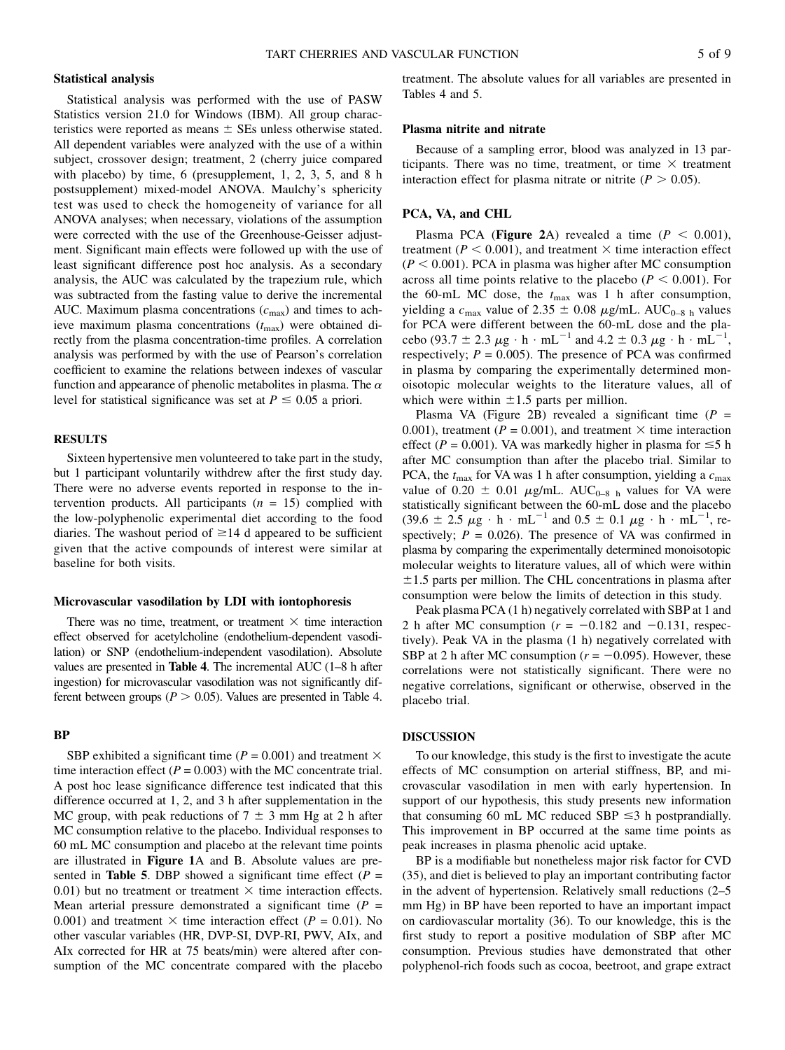### Statistical analysis

Statistical analysis was performed with the use of PASW Statistics version 21.0 for Windows (IBM). All group characteristics were reported as means ± SEs unless otherwise stated. All dependent variables were analyzed with the use of a within subject, crossover design; treatment, 2 (cherry juice compared with placebo) by time, 6 (presupplement, 1, 2, 3, 5, and 8 h postsupplement) mixed-model ANOVA. Maulchy's sphericity test was used to check the homogeneity of variance for all ANOVA analyses; when necessary, violations of the assumption were corrected with the use of the Greenhouse-Geisser adjustment. Significant main effects were followed up with the use of least significant difference post hoc analysis. As a secondary analysis, the AUC was calculated by the trapezium rule, which was subtracted from the fasting value to derive the incremental AUC. Maximum plasma concentrations ($c_{max}$) and times to achieve maximum plasma concentrations ($t_{max}$) were obtained directly from the plasma concentration-time profiles. A correlation analysis was performed by with the use of Pearson's correlation coefficient to examine the relations between indexes of vascular function and appearance of phenolic metabolites in plasma. The $\alpha$ level for statistical significance was set at $P \leq 0.05$ a priori.

## RESULTS

Sixteen hypertensive men volunteered to take part in the study, but 1 participant voluntarily withdrew after the first study day. There were no adverse events reported in response to the intervention products. All participants ($n$ = 15) complied with the low-polyphenolic experimental diet according to the food diaries. The washout period of ≥14 d appeared to be sufficient given that the active compounds of interest were similar at baseline for both visits.

### Microvascular vasodilation by LDI with iontophoresis

There was no time, treatment, or treatment × time interaction effect observed for acetylcholine (endothelium-dependent vasodilation) or SNP (endothelium-independent vasodilation). Absolute values are presented in **Table 4**. The incremental AUC (1–8 h after ingestion) for microvascular vasodilation was not significantly different between groups ($P > 0.05$). Values are presented in Table 4.

### BP

SBP exhibited a significant time ($P$ = 0.001) and treatment × time interaction effect ($P$ = 0.003) with the MC concentrate trial. A post hoc lease significance difference test indicated that this difference occurred at 1, 2, and 3 h after supplementation in the MC group, with peak reductions of 7 ± 3 mm Hg at 2 h after MC consumption relative to the placebo. Individual responses to 60 mL MC consumption and placebo at the relevant time points are illustrated in **Figure 1**A and B. Absolute values are presented in **Table 5**. DBP showed a significant time effect ($P$ = 0.01) but no treatment or treatment × time interaction effects. Mean arterial pressure demonstrated a significant time ($P$ = 0.001) and treatment × time interaction effect ($P$ = 0.01). No other vascular variables (HR, DVP-SI, DVP-RI, PWV, AIx, and AIx corrected for HR at 75 beats/min) were altered after consumption of the MC concentrate compared with the placebo treatment. The absolute values for all variables are presented in Tables 4 and 5.

### Plasma nitrite and nitrate

Because of a sampling error, blood was analyzed in 13 participants. There was no time, treatment, or time × treatment interaction effect for plasma nitrate or nitrite ($P > 0.05$).

### PCA, VA, and CHL

Plasma PCA (**Figure 2**A) revealed a time ($P < 0.001$), treatment ($P < 0.001$), and treatment × time interaction effect ($P < 0.001$). PCA in plasma was higher after MC consumption across all time points relative to the placebo ($P < 0.001$). For the 60-mL MC dose, the $t_{max}$ was 1 h after consumption, yielding a $c_{max}$ value of 2.35 ± 0.08 $\mu$g/mL. $AUC_{0–8\ h}$ values for PCA were different between the 60-mL dose and the placebo (93.7 ± 2.3 $\mu g \cdot h \cdot mL^{-1}$ and 4.2 ± 0.3 $\mu g \cdot h \cdot mL^{-1}$, respectively; $P$ = 0.005). The presence of PCA was confirmed in plasma by comparing the experimentally determined monoisotopic molecular weights to the literature values, all of which were within ±1.5 parts per million.

Plasma VA (Figure 2B) revealed a significant time ($P$ = 0.001), treatment ($P$ = 0.001), and treatment × time interaction effect ($P$ = 0.001). VA was markedly higher in plasma for ≤5 h after MC consumption than after the placebo trial. Similar to PCA, the $t_{max}$ for VA was 1 h after consumption, yielding a $c_{max}$ value of 0.20 ± 0.01 $\mu$g/mL. $AUC_{0–8\ h}$ values for VA were statistically significant between the 60-mL dose and the placebo (39.6 ± 2.5 $\mu g \cdot h \cdot mL^{-1}$ and 0.5 ± 0.1 $\mu g \cdot h \cdot mL^{-1}$, respectively; $P$ = 0.026). The presence of VA was confirmed in plasma by comparing the experimentally determined monoisotopic molecular weights to literature values, all of which were within ±1.5 parts per million. The CHL concentrations in plasma after consumption were below the limits of detection in this study.

Peak plasma PCA (1 h) negatively correlated with SBP at 1 and 2 h after MC consumption ($r$ = −0.182 and −0.131, respectively). Peak VA in the plasma (1 h) negatively correlated with SBP at 2 h after MC consumption ($r$ = −0.095). However, these correlations were not statistically significant. There were no negative correlations, significant or otherwise, observed in the placebo trial.

## DISCUSSION

To our knowledge, this study is the first to investigate the acute effects of MC consumption on arterial stiffness, BP, and microvascular vasodilation in men with early hypertension. In support of our hypothesis, this study presents new information that consuming 60 mL MC reduced SBP ≤3 h postprandially. This improvement in BP occurred at the same time points as peak increases in plasma phenolic acid uptake.

BP is a modifiable but nonetheless major risk factor for CVD (35), and diet is believed to play an important contributing factor in the advent of hypertension. Relatively small reductions (2–5 mm Hg) in BP have been reported to have an important impact on cardiovascular mortality (36). To our knowledge, this is the first study to report a positive modulation of SBP after MC consumption. Previous studies have demonstrated that other polyphenol-rich foods such as cocoa, beetroot, and grape extract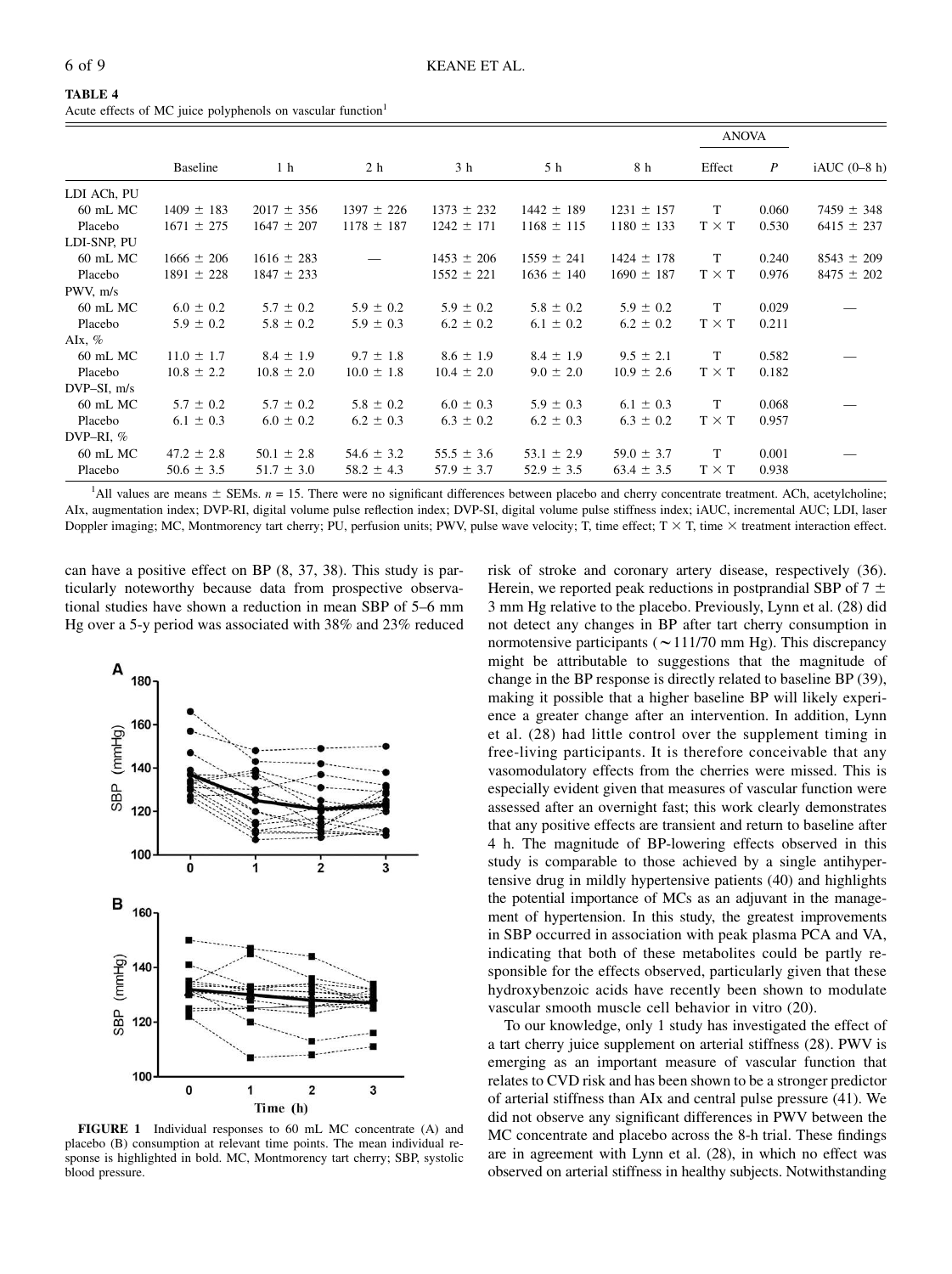**TABLE 4**
Acute effects of MC juice polyphenols on vascular function[1]

| | Baseline | 1 h | 2 h | 3 h | 5 h | 8 h | ANOVA | | iAUC (0–8 h) |
|---|---|---|---|---|---|---|---|---|---|
| | | | | | | | Effect | *P* | |
| LDI ACh, PU | | | | | | | | | |
| 60 mL MC | 1409 ± 183 | 2017 ± 356 | 1397 ± 226 | 1373 ± 232 | 1442 ± 189 | 1231 ± 157 | T | 0.060 | 7459 ± 348 |
| Placebo | 1671 ± 275 | 1647 ± 207 | 1178 ± 187 | 1242 ± 171 | 1168 ± 115 | 1180 ± 133 | T × T | 0.530 | 6415 ± 237 |
| LDI-SNP, PU | | | | | | | | | |
| 60 mL MC | 1666 ± 206 | 1616 ± 283 | — | 1453 ± 206 | 1559 ± 241 | 1424 ± 178 | T | 0.240 | 8543 ± 209 |
| Placebo | 1891 ± 228 | 1847 ± 233 | | 1552 ± 221 | 1636 ± 140 | 1690 ± 187 | T × T | 0.976 | 8475 ± 202 |
| PWV, m/s | | | | | | | | | |
| 60 mL MC | 6.0 ± 0.2 | 5.7 ± 0.2 | 5.9 ± 0.2 | 5.9 ± 0.2 | 5.8 ± 0.2 | 5.9 ± 0.2 | T | 0.029 | — |
| Placebo | 5.9 ± 0.2 | 5.8 ± 0.2 | 5.9 ± 0.3 | 6.2 ± 0.2 | 6.1 ± 0.2 | 6.2 ± 0.2 | T × T | 0.211 | |
| AIx, % | | | | | | | | | |
| 60 mL MC | 11.0 ± 1.7 | 8.4 ± 1.9 | 9.7 ± 1.8 | 8.6 ± 1.9 | 8.4 ± 1.9 | 9.5 ± 2.1 | T | 0.582 | — |
| Placebo | 10.8 ± 2.2 | 10.8 ± 2.0 | 10.0 ± 1.8 | 10.4 ± 2.0 | 9.0 ± 2.0 | 10.9 ± 2.6 | T × T | 0.182 | |
| DVP–SI, m/s | | | | | | | | | |
| 60 mL MC | 5.7 ± 0.2 | 5.7 ± 0.2 | 5.8 ± 0.2 | 6.0 ± 0.3 | 5.9 ± 0.3 | 6.1 ± 0.3 | T | 0.068 | — |
| Placebo | 6.1 ± 0.3 | 6.0 ± 0.2 | 6.2 ± 0.3 | 6.3 ± 0.2 | 6.2 ± 0.3 | 6.3 ± 0.2 | T × T | 0.957 | |
| DVP–RI, % | | | | | | | | | |
| 60 mL MC | 47.2 ± 2.8 | 50.1 ± 2.8 | 54.6 ± 3.2 | 55.5 ± 3.6 | 53.1 ± 2.9 | 59.0 ± 3.7 | T | 0.001 | — |
| Placebo | 50.6 ± 3.5 | 51.7 ± 3.0 | 58.2 ± 4.3 | 57.9 ± 3.7 | 52.9 ± 3.5 | 63.4 ± 3.5 | T × T | 0.938 | |

[1]All values are means ± SEMs. $n = 15$. There were no significant differences between placebo and cherry concentrate treatment. ACh, acetylcholine; AIx, augmentation index; DVP-RI, digital volume pulse reflection index; DVP-SI, digital volume pulse stiffness index; iAUC, incremental AUC; LDI, laser Doppler imaging; MC, Montmorency tart cherry; PU, perfusion units; PWV, pulse wave velocity; T, time effect; T × T, time × treatment interaction effect.

can have a positive effect on BP (8, 37, 38). This study is particularly noteworthy because data from prospective observational studies have shown a reduction in mean SBP of 5–6 mm Hg over a 5-y period was associated with 38% and 23% reduced risk of stroke and coronary artery disease, respectively (36). Herein, we reported peak reductions in postprandial SBP of 7 ± 3 mm Hg relative to the placebo. Previously, Lynn et al. (28) did not detect any changes in BP after tart cherry consumption in normotensive participants (∼111/70 mm Hg). This discrepancy might be attributable to suggestions that the magnitude of change in the BP response is directly related to baseline BP (39), making it possible that a higher baseline BP will likely experience a greater change after an intervention. In addition, Lynn et al. (28) had little control over the supplement timing in free-living participants. It is therefore conceivable that any vasomodulatory effects from the cherries were missed. This is especially evident given that measures of vascular function were assessed after an overnight fast; this work clearly demonstrates that any positive effects are transient and return to baseline after 4 h. The magnitude of BP-lowering effects observed in this study is comparable to those achieved by a single antihypertensive drug in mildly hypertensive patients (40) and highlights the potential importance of MCs as an adjuvant in the management of hypertension. In this study, the greatest improvements in SBP occurred in association with peak plasma PCA and VA, indicating that both of these metabolites could be partly responsible for the effects observed, particularly given that these hydroxybenzoic acids have recently been shown to modulate vascular smooth muscle cell behavior in vitro (20).

**FIGURE 1** Individual responses to 60 mL MC concentrate (A) and placebo (B) consumption at relevant time points. The mean individual response is highlighted in bold. MC, Montmorency tart cherry; SBP, systolic blood pressure.

To our knowledge, only 1 study has investigated the effect of a tart cherry juice supplement on arterial stiffness (28). PWV is emerging as an important measure of vascular function that relates to CVD risk and has been shown to be a stronger predictor of arterial stiffness than AIx and central pulse pressure (41). We did not observe any significant differences in PWV between the MC concentrate and placebo across the 8-h trial. These findings are in agreement with Lynn et al. (28), in which no effect was observed on arterial stiffness in healthy subjects. Notwithstanding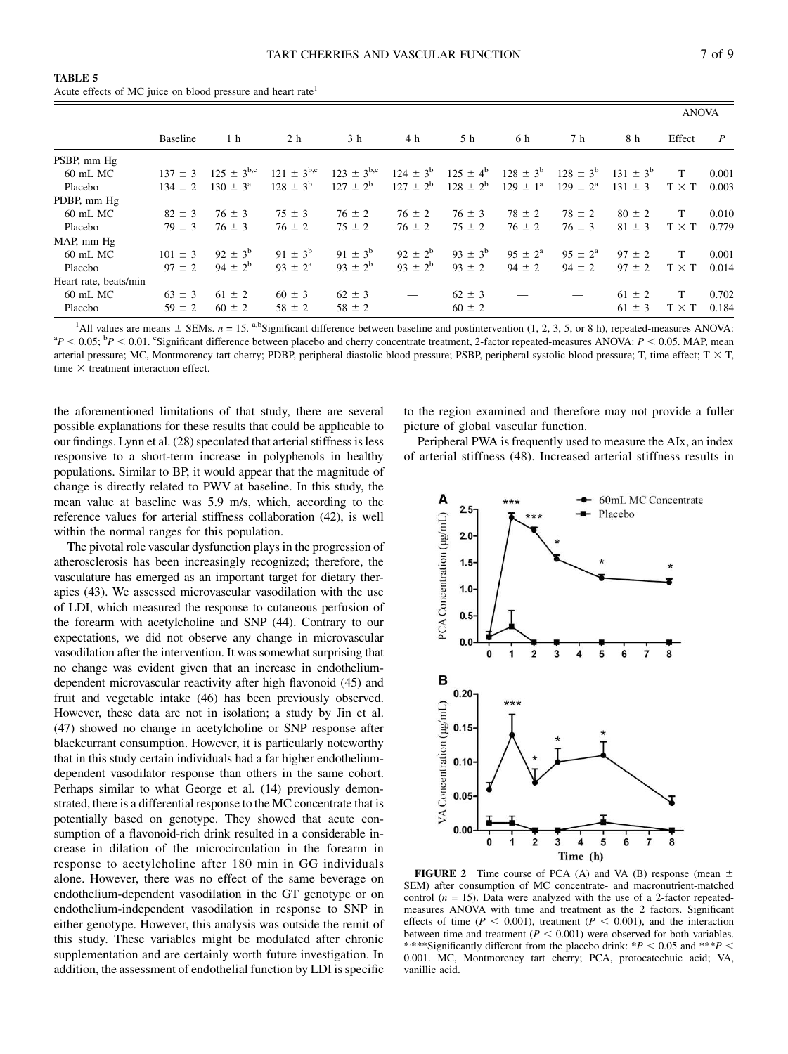**TABLE 5**
Acute effects of MC juice on blood pressure and heart rate[1]

| | Baseline | 1 h | 2 h | 3 h | 4 h | 5 h | 6 h | 7 h | 8 h | ANOVA | |
|---|---|---|---|---|---|---|---|---|---|---|---|
| | | | | | | | | | | Effect | *P* |
| PSBP, mm Hg | | | | | | | | | | | |
| 60 mL MC | 137 ± 3 | 125 ± 3[b,c] | 121 ± 3[b,c] | 123 ± 3[b,c] | 124 ± 3[b] | 125 ± 4[b] | 128 ± 3[b] | 128 ± 3[b] | 131 ± 3[b] | T | 0.001 |
| Placebo | 134 ± 2 | 130 ± 3[a] | 128 ± 3[b] | 127 ± 2[b] | 127 ± 2[b] | 128 ± 2[b] | 129 ± 1[a] | 129 ± 2[a] | 131 ± 3 | T × T | 0.003 |
| PDBP, mm Hg | | | | | | | | | | | |
| 60 mL MC | 82 ± 3 | 76 ± 3 | 75 ± 3 | 76 ± 2 | 76 ± 2 | 76 ± 3 | 78 ± 2 | 78 ± 2 | 80 ± 2 | T | 0.010 |
| Placebo | 79 ± 3 | 76 ± 3 | 76 ± 2 | 75 ± 2 | 76 ± 2 | 75 ± 2 | 76 ± 2 | 76 ± 3 | 81 ± 3 | T × T | 0.779 |
| MAP, mm Hg | | | | | | | | | | | |
| 60 mL MC | 101 ± 3 | 92 ± 3[b] | 91 ± 3[b] | 91 ± 3[b] | 92 ± 2[b] | 93 ± 3[b] | 95 ± 2[a] | 95 ± 2[a] | 97 ± 2 | T | 0.001 |
| Placebo | 97 ± 2 | 94 ± 2[b] | 93 ± 2[a] | 93 ± 2[b] | 93 ± 2[b] | 93 ± 2 | 94 ± 2 | 94 ± 2 | 97 ± 2 | T × T | 0.014 |
| Heart rate, beats/min | | | | | | | | | | | |
| 60 mL MC | 63 ± 3 | 61 ± 2 | 60 ± 3 | 62 ± 3 | — | 62 ± 3 | — | — | 61 ± 2 | T | 0.702 |
| Placebo | 59 ± 2 | 60 ± 2 | 58 ± 2 | 58 ± 2 | | 60 ± 2 | | | 61 ± 3 | T × T | 0.184 |

[1]All values are means ± SEMs. *n* = 15. [a,b]Significant difference between baseline and postintervention (1, 2, 3, 5, or 8 h), repeated-measures ANOVA: [a]$P < 0.05$; [b]$P < 0.01$. [c]Significant difference between placebo and cherry concentrate treatment, 2-factor repeated-measures ANOVA: $P < 0.05$. MAP, mean arterial pressure; MC, Montmorency tart cherry; PDBP, peripheral diastolic blood pressure; PSBP, peripheral systolic blood pressure; T, time effect; T × T, time × treatment interaction effect.

the aforementioned limitations of that study, there are several possible explanations for these results that could be applicable to our findings. Lynn et al. (28) speculated that arterial stiffness is less responsive to a short-term increase in polyphenols in healthy populations. Similar to BP, it would appear that the magnitude of change is directly related to PWV at baseline. In this study, the mean value at baseline was 5.9 m/s, which, according to the reference values for arterial stiffness collaboration (42), is well within the normal ranges for this population.

The pivotal role vascular dysfunction plays in the progression of atherosclerosis has been increasingly recognized; therefore, the vasculature has emerged as an important target for dietary therapies (43). We assessed microvascular vasodilation with the use of LDI, which measured the response to cutaneous perfusion of the forearm with acetylcholine and SNP (44). Contrary to our expectations, we did not observe any change in microvascular vasodilation after the intervention. It was somewhat surprising that no change was evident given that an increase in endothelium-dependent microvascular reactivity after high flavonoid (45) and fruit and vegetable intake (46) has been previously observed. However, these data are not in isolation; a study by Jin et al. (47) showed no change in acetylcholine or SNP response after blackcurrant consumption. However, it is particularly noteworthy that in this study certain individuals had a far higher endothelium-dependent vasodilator response than others in the same cohort. Perhaps similar to what George et al. (14) previously demonstrated, there is a differential response to the MC concentrate that is potentially based on genotype. They showed that acute consumption of a flavonoid-rich drink resulted in a considerable increase in dilation of the microcirculation in the forearm in response to acetylcholine after 180 min in GG individuals alone. However, there was no effect of the same beverage on endothelium-dependent vasodilation in the GT genotype or on endothelium-independent vasodilation in response to SNP in either genotype. However, this analysis was outside the remit of this study. These variables might be modulated after chronic supplementation and are certainly worth future investigation. In addition, the assessment of endothelial function by LDI is specific to the region examined and therefore may not provide a fuller picture of global vascular function.

Peripheral PWA is frequently used to measure the AIx, an index of arterial stiffness (48). Increased arterial stiffness results in

**FIGURE 2** Time course of PCA (A) and VA (B) response (mean ± SEM) after consumption of MC concentrate- and macronutrient-matched control (*n* = 15). Data were analyzed with the use of a 2-factor repeated-measures ANOVA with time and treatment as the 2 factors. Significant effects of time ($P < 0.001$), treatment ($P < 0.001$), and the interaction between time and treatment ($P < 0.001$) were observed for both variables. *,***Significantly different from the placebo drink: *$P < 0.05$ and ***$P < 0.001$. MC, Montmorency tart cherry; PCA, protocatechuic acid; VA, vanillic acid.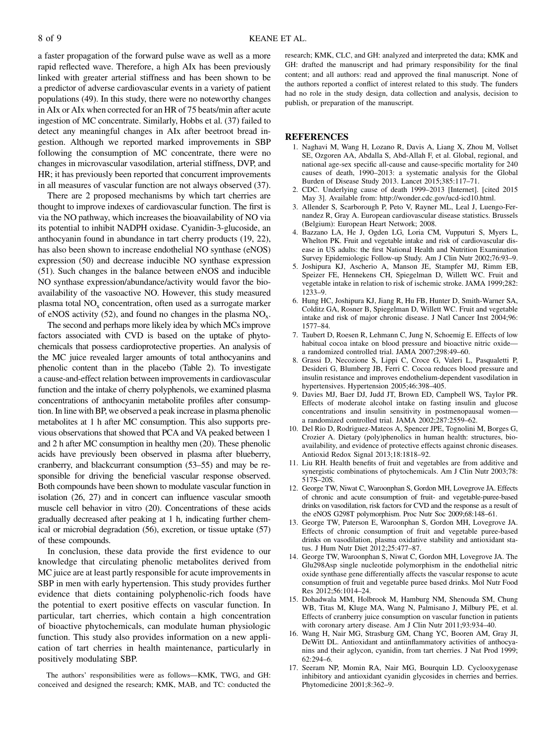a faster propagation of the forward pulse wave as well as a more rapid reflected wave. Therefore, a high AIx has been previously linked with greater arterial stiffness and has been shown to be a predictor of adverse cardiovascular events in a variety of patient populations (49). In this study, there were no noteworthy changes in AIx or AIx when corrected for an HR of 75 beats/min after acute ingestion of MC concentrate. Similarly, Hobbs et al. (37) failed to detect any meaningful changes in AIx after beetroot bread ingestion. Although we reported marked improvements in SBP following the consumption of MC concentrate, there were no changes in microvascular vasodilation, arterial stiffness, DVP, and HR; it has previously been reported that concurrent improvements in all measures of vascular function are not always observed (37).

There are 2 proposed mechanisms by which tart cherries are thought to improve indexes of cardiovascular function. The first is via the NO pathway, which increases the bioavailability of NO via its potential to inhibit NADPH oxidase. Cyanidin-3-glucoside, an anthocyanin found in abundance in tart cherry products (19, 22), has also been shown to increase endothelial NO synthase (eNOS) expression (50) and decrease inducible NO synthase expression (51). Such changes in the balance between eNOS and inducible NO synthase expression/abundance/activity would favor the bioavailability of the vasoactive NO. However, this study measured plasma total $NO_x$ concentration, often used as a surrogate marker of eNOS activity (52), and found no changes in the plasma $NO_x$.

The second and perhaps more likely idea by which MCs improve factors associated with CVD is based on the uptake of phytochemicals that possess cardioprotective properties. An analysis of the MC juice revealed larger amounts of total anthocyanins and phenolic content than in the placebo (Table 2). To investigate a cause-and-effect relation between improvements in cardiovascular function and the intake of cherry polyphenols, we examined plasma concentrations of anthocyanin metabolite profiles after consumption. In line with BP, we observed a peak increase in plasma phenolic metabolites at 1 h after MC consumption. This also supports previous observations that showed that PCA and VA peaked between 1 and 2 h after MC consumption in healthy men (20). These phenolic acids have previously been observed in plasma after blueberry, cranberry, and blackcurrant consumption (53–55) and may be responsible for driving the beneficial vascular response observed. Both compounds have been shown to modulate vascular function in isolation (26, 27) and in concert can influence vascular smooth muscle cell behavior in vitro (20). Concentrations of these acids gradually decreased after peaking at 1 h, indicating further chemical or microbial degradation (56), excretion, or tissue uptake (57) of these compounds.

In conclusion, these data provide the first evidence to our knowledge that circulating phenolic metabolites derived from MC juice are at least partly responsible for acute improvements in SBP in men with early hypertension. This study provides further evidence that diets containing polyphenolic-rich foods have the potential to exert positive effects on vascular function. In particular, tart cherries, which contain a high concentration of bioactive phytochemicals, can modulate human physiologic function. This study also provides information on a new application of tart cherries in health maintenance, particularly in positively modulating SBP.

The authors' responsibilities were as follows—KMK, TWG, and GH: conceived and designed the research; KMK, MAB, and TC: conducted the research; KMK, CLC, and GH: analyzed and interpreted the data; KMK and GH: drafted the manuscript and had primary responsibility for the final content; and all authors: read and approved the final manuscript. None of the authors reported a conflict of interest related to this study. The funders had no role in the study design, data collection and analysis, decision to publish, or preparation of the manuscript.

## REFERENCES

1. Naghavi M, Wang H, Lozano R, Davis A, Liang X, Zhou M, Vollset SE, Ozgoren AA, Abdalla S, Abd-Allah F, et al. Global, regional, and national age-sex specific all-cause and cause-specific mortality for 240 causes of death, 1990–2013: a systematic analysis for the Global Burden of Disease Study 2013. Lancet 2015;385:117–71.
2. CDC. Underlying cause of death 1999–2013 [Internet]. [cited 2015 May 3]. Available from: http://wonder.cdc.gov/ucd-icd10.html.
3. Allender S, Scarborough P, Peto V, Rayner ML, Leal J, Luengo-Fernandez R, Gray A. European cardiovascular disease statistics. Brussels (Belgium): European Heart Network; 2008.
4. Bazzano LA, He J, Ogden LG, Loria CM, Vupputuri S, Myers L, Whelton PK. Fruit and vegetable intake and risk of cardiovascular disease in US adults: the first National Health and Nutrition Examination Survey Epidemiologic Follow-up Study. Am J Clin Nutr 2002;76:93–9.
5. Joshipura KJ, Ascherio A, Manson JE, Stampfer MJ, Rimm EB, Speizer FE, Hennekens CH, Spiegelman D, Willett WC. Fruit and vegetable intake in relation to risk of ischemic stroke. JAMA 1999;282:1233–9.
6. Hung HC, Joshipura KJ, Jiang R, Hu FB, Hunter D, Smith-Warner SA, Colditz GA, Rosner B, Spiegelman D, Willett WC. Fruit and vegetable intake and risk of major chronic disease. J Natl Cancer Inst 2004;96:1577–84.
7. Taubert D, Roesen R, Lehmann C, Jung N, Schoemig E. Effects of low habitual cocoa intake on blood pressure and bioactive nitric oxide—a randomized controlled trial. JAMA 2007;298:49–60.
8. Grassi D, Necozione S, Lippi C, Croce G, Valeri L, Pasqualetti P, Desideri G, Blumberg JB, Ferri C. Cocoa reduces blood pressure and insulin resistance and improves endothelium-dependent vasodilation in hypertensives. Hypertension 2005;46:398–405.
9. Davies MJ, Baer DJ, Judd JT, Brown ED, Campbell WS, Taylor PR. Effects of moderate alcohol intake on fasting insulin and glucose concentrations and insulin sensitivity in postmenopausal women—a randomized controlled trial. JAMA 2002;287:2559–62.
10. Del Rio D, Rodriguez-Mateos A, Spencer JPE, Tognolini M, Borges G, Crozier A. Dietary (poly)phenolics in human health: structures, bioavailability, and evidence of protective effects against chronic diseases. Antioxid Redox Signal 2013;18:1818–92.
11. Liu RH. Health benefits of fruit and vegetables are from additive and synergistic combinations of phytochemicals. Am J Clin Nutr 2003;78:517S–20S.
12. George TW, Niwat C, Waroonphan S, Gordon MH, Lovegrove JA. Effects of chronic and acute consumption of fruit- and vegetable-puree-based drinks on vasodilation, risk factors for CVD and the response as a result of the eNOS G298T polymorphism. Proc Nutr Soc 2009;68:148–61.
13. George TW, Paterson E, Waroonphan S, Gordon MH, Lovegrove JA. Effects of chronic consumption of fruit and vegetable puree-based drinks on vasodilation, plasma oxidative stability and antioxidant status. J Hum Nutr Diet 2012;25:477–87.
14. George TW, Waroonphan S, Niwat C, Gordon MH, Lovegrove JA. The Glu298Asp single nucleotide polymorphism in the endothelial nitric oxide synthase gene differentially affects the vascular response to acute consumption of fruit and vegetable puree based drinks. Mol Nutr Food Res 2012;56:1014–24.
15. Dohadwala MM, Holbrook M, Hamburg NM, Shenouda SM, Chung WB, Titas M, Kluge MA, Wang N, Palmisano J, Milbury PE, et al. Effects of cranberry juice consumption on vascular function in patients with coronary artery disease. Am J Clin Nutr 2011;93:934–40.
16. Wang H, Nair MG, Strasburg GM, Chang YC, Booren AM, Gray JI, DeWitt DL. Antioxidant and antiinflammatory activities of anthocyanins and their aglycon, cyanidin, from tart cherries. J Nat Prod 1999;62:294–6.
17. Seeram NP, Momin RA, Nair MG, Bourquin LD. Cyclooxygenase inhibitory and antioxidant cyanidin glycosides in cherries and berries. Phytomedicine 2001;8:362–9.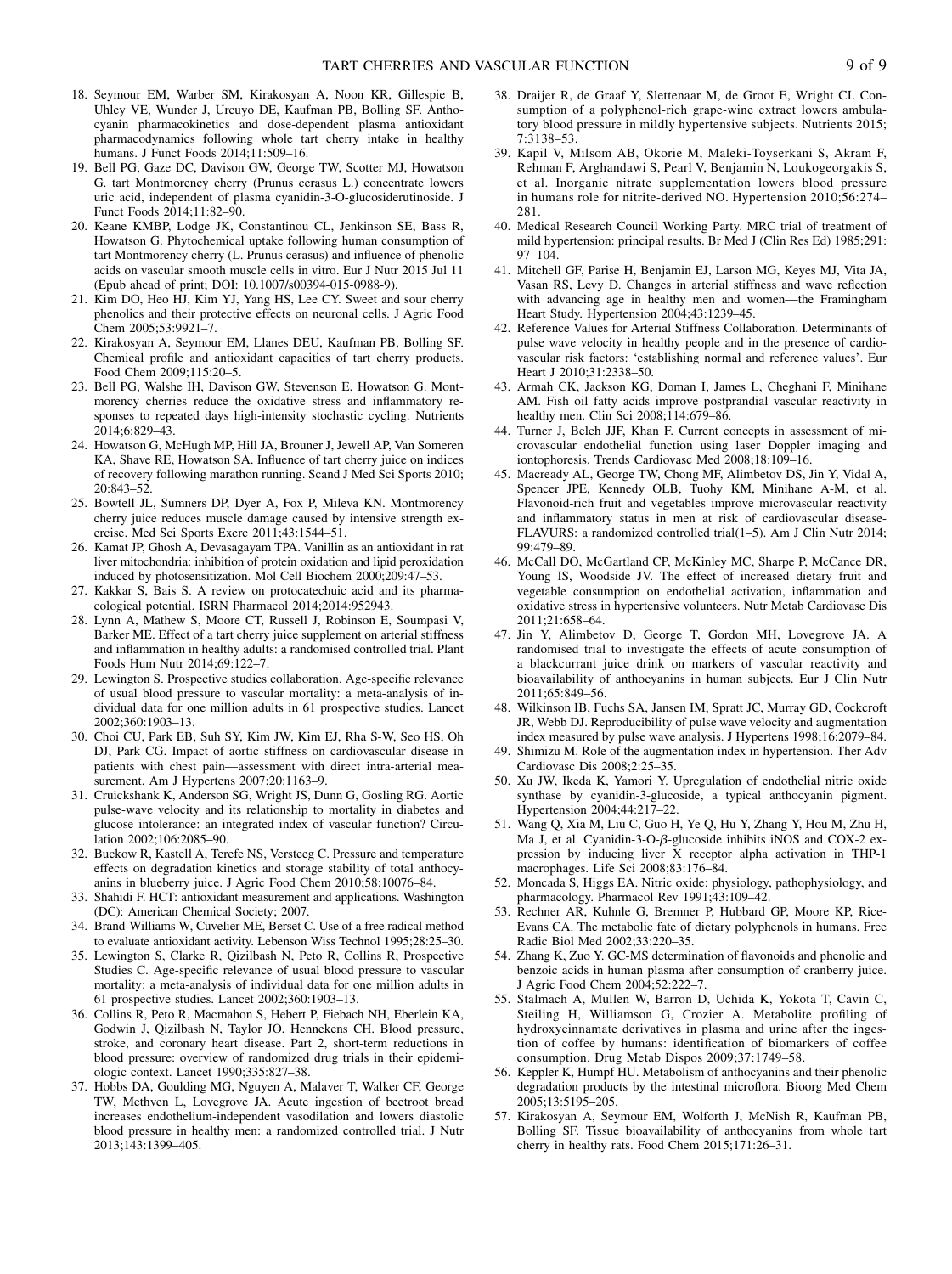18. Seymour EM, Warber SM, Kirakosyan A, Noon KR, Gillespie B, Uhley VE, Wunder J, Urcuyo DE, Kaufman PB, Bolling SF. Anthocyanin pharmacokinetics and dose-dependent plasma antioxidant pharmacodynamics following whole tart cherry intake in healthy humans. J Funct Foods 2014;11:509–16.
19. Bell PG, Gaze DC, Davison GW, George TW, Scotter MJ, Howatson G. tart Montmorency cherry (Prunus cerasus L.) concentrate lowers uric acid, independent of plasma cyanidin-3-O-glucosiderutinoside. J Funct Foods 2014;11:82–90.
20. Keane KMBP, Lodge JK, Constantinou CL, Jenkinson SE, Bass R, Howatson G. Phytochemical uptake following human consumption of tart Montmorency cherry (L. Prunus cerasus) and influence of phenolic acids on vascular smooth muscle cells in vitro. Eur J Nutr 2015 Jul 11 (Epub ahead of print; DOI: 10.1007/s00394-015-0988-9).
21. Kim DO, Heo HJ, Kim YJ, Yang HS, Lee CY. Sweet and sour cherry phenolics and their protective effects on neuronal cells. J Agric Food Chem 2005;53:9921–7.
22. Kirakosyan A, Seymour EM, Llanes DEU, Kaufman PB, Bolling SF. Chemical profile and antioxidant capacities of tart cherry products. Food Chem 2009;115:20–5.
23. Bell PG, Walshe IH, Davison GW, Stevenson E, Howatson G. Montmorency cherries reduce the oxidative stress and inflammatory responses to repeated days high-intensity stochastic cycling. Nutrients 2014;6:829–43.
24. Howatson G, McHugh MP, Hill JA, Brouner J, Jewell AP, Van Someren KA, Shave RE, Howatson SA. Influence of tart cherry juice on indices of recovery following marathon running. Scand J Med Sci Sports 2010; 20:843–52.
25. Bowtell JL, Sumners DP, Dyer A, Fox P, Mileva KN. Montmorency cherry juice reduces muscle damage caused by intensive strength exercise. Med Sci Sports Exerc 2011;43:1544–51.
26. Kamat JP, Ghosh A, Devasagayam TPA. Vanillin as an antioxidant in rat liver mitochondria: inhibition of protein oxidation and lipid peroxidation induced by photosensitization. Mol Cell Biochem 2000;209:47–53.
27. Kakkar S, Bais S. A review on protocatechuic acid and its pharmacological potential. ISRN Pharmacol 2014;2014:952943.
28. Lynn A, Mathew S, Moore CT, Russell J, Robinson E, Soumpasi V, Barker ME. Effect of a tart cherry juice supplement on arterial stiffness and inflammation in healthy adults: a randomised controlled trial. Plant Foods Hum Nutr 2014;69:122–7.
29. Lewington S. Prospective studies collaboration. Age-specific relevance of usual blood pressure to vascular mortality: a meta-analysis of individual data for one million adults in 61 prospective studies. Lancet 2002;360:1903–13.
30. Choi CU, Park EB, Suh SY, Kim JW, Kim EJ, Rha S-W, Seo HS, Oh DJ, Park CG. Impact of aortic stiffness on cardiovascular disease in patients with chest pain—assessment with direct intra-arterial measurement. Am J Hypertens 2007;20:1163–9.
31. Cruickshank K, Anderson SG, Wright JS, Dunn G, Gosling RG. Aortic pulse-wave velocity and its relationship to mortality in diabetes and glucose intolerance: an integrated index of vascular function? Circulation 2002;106:2085–90.
32. Buckow R, Kastell A, Terefe NS, Versteeg C. Pressure and temperature effects on degradation kinetics and storage stability of total anthocyanins in blueberry juice. J Agric Food Chem 2010;58:10076–84.
33. Shahidi F. HCT: antioxidant measurement and applications. Washington (DC): American Chemical Society; 2007.
34. Brand-Williams W, Cuvelier ME, Berset C. Use of a free radical method to evaluate antioxidant activity. Lebenson Wiss Technol 1995;28:25–30.
35. Lewington S, Clarke R, Qizilbash N, Peto R, Collins R, Prospective Studies C. Age-specific relevance of usual blood pressure to vascular mortality: a meta-analysis of individual data for one million adults in 61 prospective studies. Lancet 2002;360:1903–13.
36. Collins R, Peto R, Macmahon S, Hebert P, Fiebach NH, Eberlein KA, Godwin J, Qizilbash N, Taylor JO, Hennekens CH. Blood pressure, stroke, and coronary heart disease. Part 2, short-term reductions in blood pressure: overview of randomized drug trials in their epidemiologic context. Lancet 1990;335:827–38.
37. Hobbs DA, Goulding MG, Nguyen A, Malaver T, Walker CF, George TW, Methven L, Lovegrove JA. Acute ingestion of beetroot bread increases endothelium-independent vasodilation and lowers diastolic blood pressure in healthy men: a randomized controlled trial. J Nutr 2013;143:1399–405.
38. Draijer R, de Graaf Y, Slettenaar M, de Groot E, Wright CI. Consumption of a polyphenol-rich grape-wine extract lowers ambulatory blood pressure in mildly hypertensive subjects. Nutrients 2015; 7:3138–53.
39. Kapil V, Milsom AB, Okorie M, Maleki-Toyserkani S, Akram F, Rehman F, Arghandawi S, Pearl V, Benjamin N, Loukogeorgakis S, et al. Inorganic nitrate supplementation lowers blood pressure in humans role for nitrite-derived NO. Hypertension 2010;56:274–281.
40. Medical Research Council Working Party. MRC trial of treatment of mild hypertension: principal results. Br Med J (Clin Res Ed) 1985;291: 97–104.
41. Mitchell GF, Parise H, Benjamin EJ, Larson MG, Keyes MJ, Vita JA, Vasan RS, Levy D. Changes in arterial stiffness and wave reflection with advancing age in healthy men and women—the Framingham Heart Study. Hypertension 2004;43:1239–45.
42. Reference Values for Arterial Stiffness Collaboration. Determinants of pulse wave velocity in healthy people and in the presence of cardiovascular risk factors: 'establishing normal and reference values'. Eur Heart J 2010;31:2338–50.
43. Armah CK, Jackson KG, Doman I, James L, Cheghani F, Minihane AM. Fish oil fatty acids improve postprandial vascular reactivity in healthy men. Clin Sci 2008;114:679–86.
44. Turner J, Belch JJF, Khan F. Current concepts in assessment of microvascular endothelial function using laser Doppler imaging and iontophoresis. Trends Cardiovasc Med 2008;18:109–16.
45. Macready AL, George TW, Chong MF, Alimbetov DS, Jin Y, Vidal A, Spencer JPE, Kennedy OLB, Tuohy KM, Minihane A-M, et al. Flavonoid-rich fruit and vegetables improve microvascular reactivity and inflammatory status in men at risk of cardiovascular disease-FLAVURS: a randomized controlled trial(1–5). Am J Clin Nutr 2014; 99:479–89.
46. McCall DO, McGartland CP, McKinley MC, Sharpe P, McCance DR, Young IS, Woodside JV. The effect of increased dietary fruit and vegetable consumption on endothelial activation, inflammation and oxidative stress in hypertensive volunteers. Nutr Metab Cardiovasc Dis 2011;21:658–64.
47. Jin Y, Alimbetov D, George T, Gordon MH, Lovegrove JA. A randomised trial to investigate the effects of acute consumption of a blackcurrant juice drink on markers of vascular reactivity and bioavailability of anthocyanins in human subjects. Eur J Clin Nutr 2011;65:849–56.
48. Wilkinson IB, Fuchs SA, Jansen IM, Spratt JC, Murray GD, Cockcroft JR, Webb DJ. Reproducibility of pulse wave velocity and augmentation index measured by pulse wave analysis. J Hypertens 1998;16:2079–84.
49. Shimizu M. Role of the augmentation index in hypertension. Ther Adv Cardiovasc Dis 2008;2:25–35.
50. Xu JW, Ikeda K, Yamori Y. Upregulation of endothelial nitric oxide synthase by cyanidin-3-glucoside, a typical anthocyanin pigment. Hypertension 2004;44:217–22.
51. Wang Q, Xia M, Liu C, Guo H, Ye Q, Hu Y, Zhang Y, Hou M, Zhu H, Ma J, et al. Cyanidin-3-O-$\beta$-glucoside inhibits iNOS and COX-2 expression by inducing liver X receptor alpha activation in THP-1 macrophages. Life Sci 2008;83:176–84.
52. Moncada S, Higgs EA. Nitric oxide: physiology, pathophysiology, and pharmacology. Pharmacol Rev 1991;43:109–42.
53. Rechner AR, Kuhnle G, Bremner P, Hubbard GP, Moore KP, Rice-Evans CA. The metabolic fate of dietary polyphenols in humans. Free Radic Biol Med 2002;33:220–35.
54. Zhang K, Zuo Y. GC-MS determination of flavonoids and phenolic and benzoic acids in human plasma after consumption of cranberry juice. J Agric Food Chem 2004;52:222–7.
55. Stalmach A, Mullen W, Barron D, Uchida K, Yokota T, Cavin C, Steiling H, Williamson G, Crozier A. Metabolite profiling of hydroxycinnamate derivatives in plasma and urine after the ingestion of coffee by humans: identification of biomarkers of coffee consumption. Drug Metab Dispos 2009;37:1749–58.
56. Keppler K, Humpf HU. Metabolism of anthocyanins and their phenolic degradation products by the intestinal microflora. Bioorg Med Chem 2005;13:5195–205.
57. Kirakosyan A, Seymour EM, Wolforth J, McNish R, Kaufman PB, Bolling SF. Tissue bioavailability of anthocyanins from whole tart cherry in healthy rats. Food Chem 2015;171:26–31.